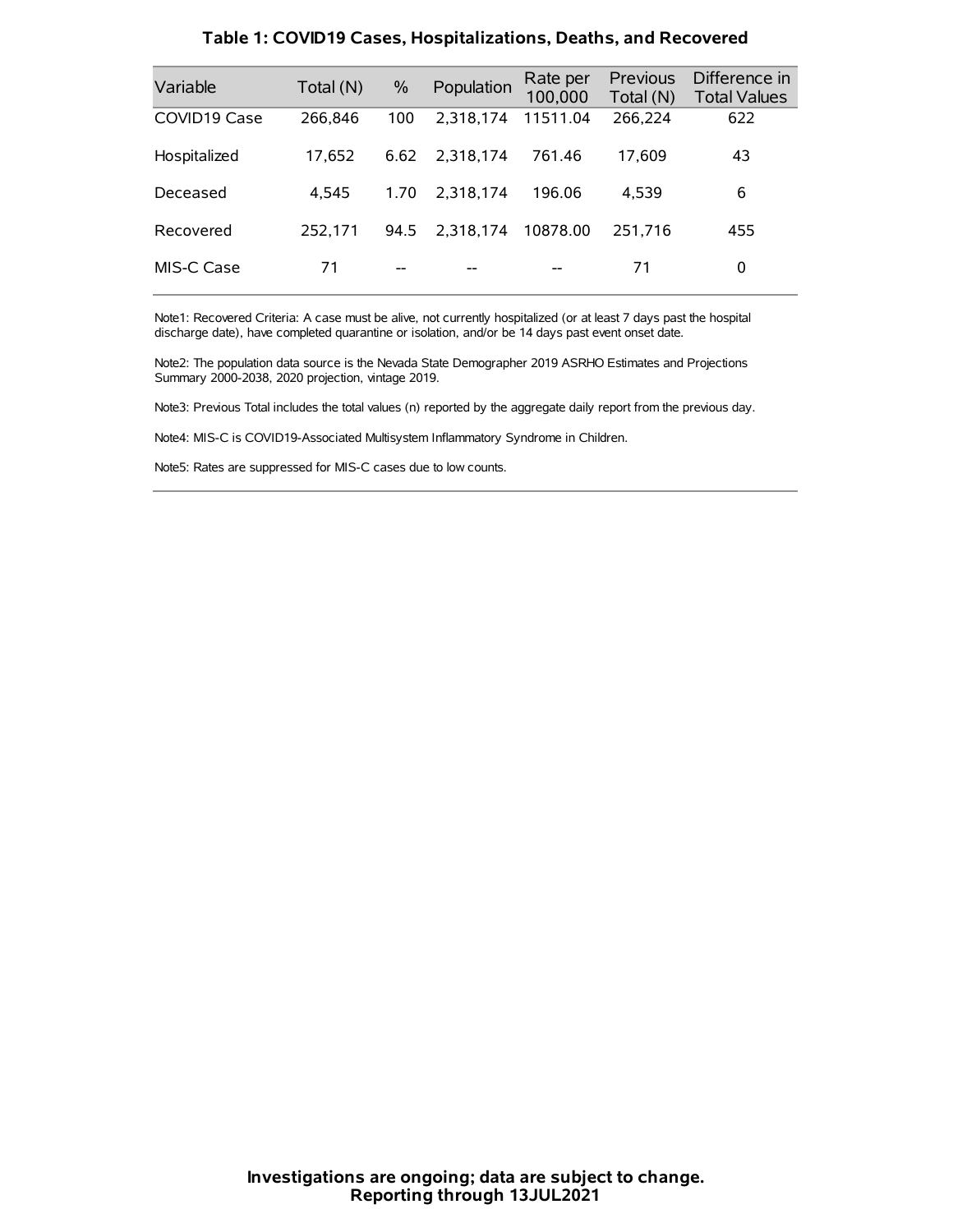## Table 1: COVID19 Cases, Hospitalizations, Deaths, and Recovered

| Variable | Total (N) | % | Population | Rate per 100,000 | Previous Total (N) | Difference in Total Values |
|---|---|---|---|---|---|---|
| COVID19 Case | 266,846 | 100 | 2,318,174 | 11511.04 | 266,224 | 622 |
| Hospitalized | 17,652 | 6.62 | 2,318,174 | 761.46 | 17,609 | 43 |
| Deceased | 4,545 | 1.70 | 2,318,174 | 196.06 | 4,539 | 6 |
| Recovered | 252,171 | 94.5 | 2,318,174 | 10878.00 | 251,716 | 455 |
| MIS-C Case | 71 | -- | -- | -- | 71 | 0 |

Note1: Recovered Criteria: A case must be alive, not currently hospitalized (or at least 7 days past the hospital discharge date), have completed quarantine or isolation, and/or be 14 days past event onset date.

Note2: The population data source is the Nevada State Demographer 2019 ASRHO Estimates and Projections Summary 2000-2038, 2020 projection, vintage 2019.

Note3: Previous Total includes the total values (n) reported by the aggregate daily report from the previous day.

Note4: MIS-C is COVID19-Associated Multisystem Inflammatory Syndrome in Children.

Note5: Rates are suppressed for MIS-C cases due to low counts.

**Investigations are ongoing; data are subject to change.**
**Reporting through 13JUL2021**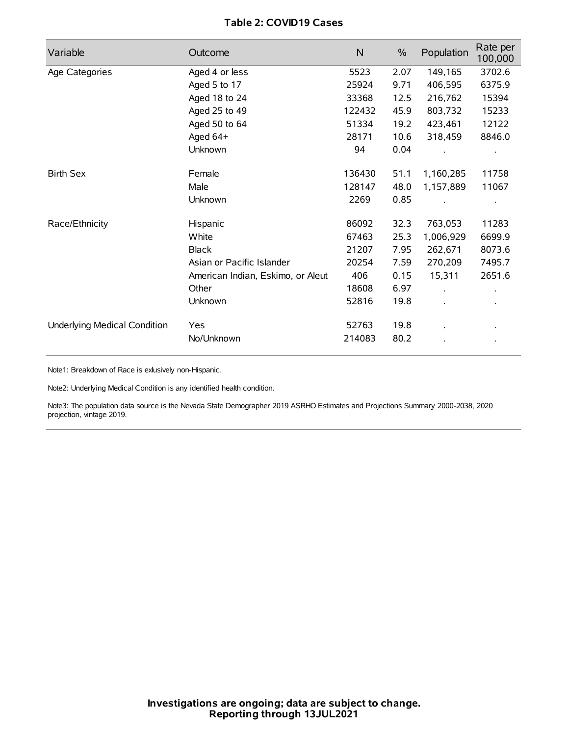**Table 2: COVID19 Cases**

| Variable | Outcome | N | % | Population | Rate per 100,000 |
|---|---|---|---|---|---|
| Age Categories | Aged 4 or less | 5523 | 2.07 | 149,165 | 3702.6 |
| | Aged 5 to 17 | 25924 | 9.71 | 406,595 | 6375.9 |
| | Aged 18 to 24 | 33368 | 12.5 | 216,762 | 15394 |
| | Aged 25 to 49 | 122432 | 45.9 | 803,732 | 15233 |
| | Aged 50 to 64 | 51334 | 19.2 | 423,461 | 12122 |
| | Aged 64+ | 28171 | 10.6 | 318,459 | 8846.0 |
| | Unknown | 94 | 0.04 | . | . |
| Birth Sex | Female | 136430 | 51.1 | 1,160,285 | 11758 |
| | Male | 128147 | 48.0 | 1,157,889 | 11067 |
| | Unknown | 2269 | 0.85 | . | . |
| Race/Ethnicity | Hispanic | 86092 | 32.3 | 763,053 | 11283 |
| | White | 67463 | 25.3 | 1,006,929 | 6699.9 |
| | Black | 21207 | 7.95 | 262,671 | 8073.6 |
| | Asian or Pacific Islander | 20254 | 7.59 | 270,209 | 7495.7 |
| | American Indian, Eskimo, or Aleut | 406 | 0.15 | 15,311 | 2651.6 |
| | Other | 18608 | 6.97 | . | . |
| | Unknown | 52816 | 19.8 | . | . |
| Underlying Medical Condition | Yes | 52763 | 19.8 | . | . |
| | No/Unknown | 214083 | 80.2 | . | . |

Note1: Breakdown of Race is exlusively non-Hispanic.

Note2: Underlying Medical Condition is any identified health condition.

Note3: The population data source is the Nevada State Demographer 2019 ASRHO Estimates and Projections Summary 2000-2038, 2020 projection, vintage 2019.

**Investigations are ongoing; data are subject to change.**
**Reporting through 13JUL2021**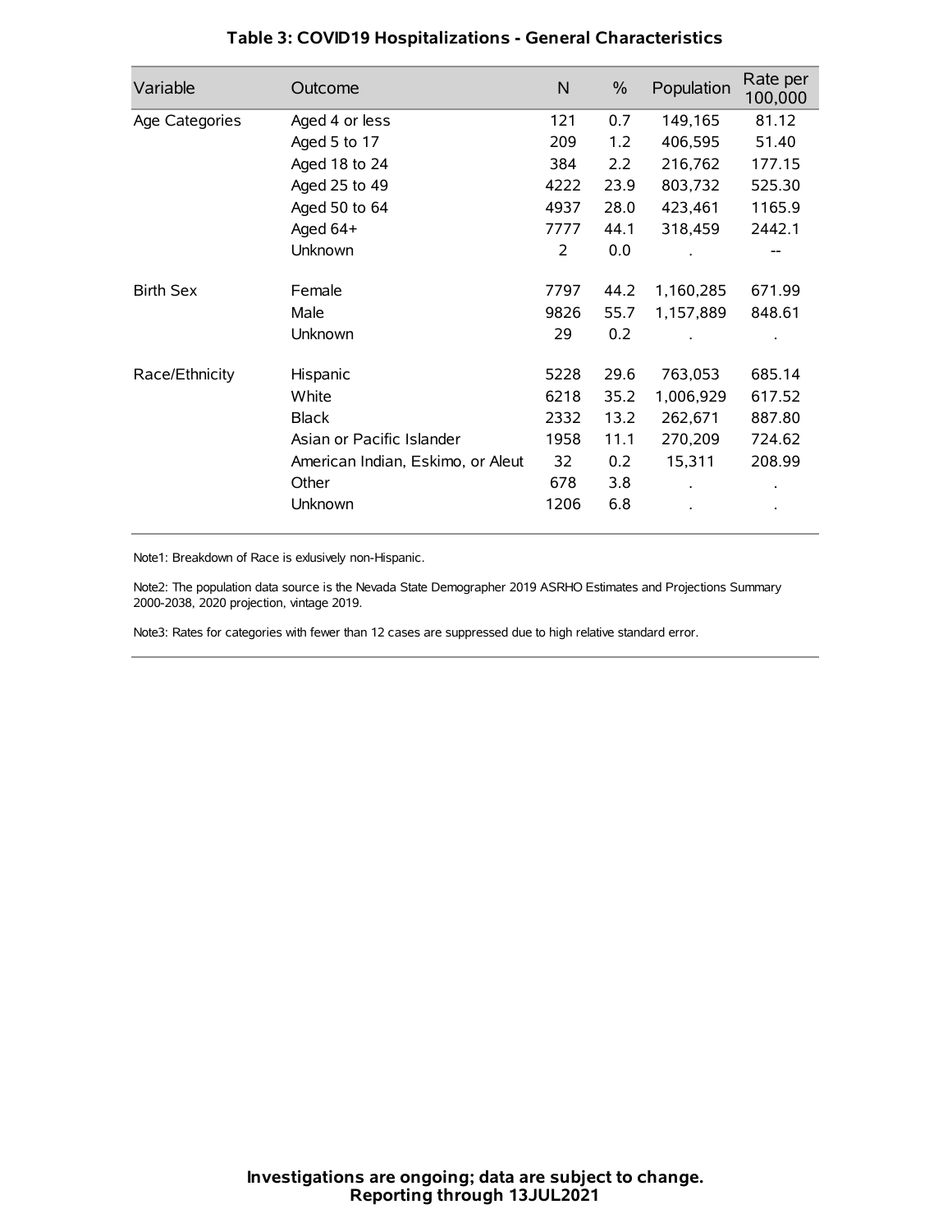# Table 3: COVID19 Hospitalizations - General Characteristics

| Variable | Outcome | N | % | Population | Rate per 100,000 |
|---|---|---|---|---|---|
| Age Categories | Aged 4 or less | 121 | 0.7 | 149,165 | 81.12 |
| | Aged 5 to 17 | 209 | 1.2 | 406,595 | 51.40 |
| | Aged 18 to 24 | 384 | 2.2 | 216,762 | 177.15 |
| | Aged 25 to 49 | 4222 | 23.9 | 803,732 | 525.30 |
| | Aged 50 to 64 | 4937 | 28.0 | 423,461 | 1165.9 |
| | Aged 64+ | 7777 | 44.1 | 318,459 | 2442.1 |
| | Unknown | 2 | 0.0 | . | -- |
| Birth Sex | Female | 7797 | 44.2 | 1,160,285 | 671.99 |
| | Male | 9826 | 55.7 | 1,157,889 | 848.61 |
| | Unknown | 29 | 0.2 | . | . |
| Race/Ethnicity | Hispanic | 5228 | 29.6 | 763,053 | 685.14 |
| | White | 6218 | 35.2 | 1,006,929 | 617.52 |
| | Black | 2332 | 13.2 | 262,671 | 887.80 |
| | Asian or Pacific Islander | 1958 | 11.1 | 270,209 | 724.62 |
| | American Indian, Eskimo, or Aleut | 32 | 0.2 | 15,311 | 208.99 |
| | Other | 678 | 3.8 | . | . |
| | Unknown | 1206 | 6.8 | . | . |

Note1: Breakdown of Race is exlusively non-Hispanic.

Note2: The population data source is the Nevada State Demographer 2019 ASRHO Estimates and Projections Summary 2000-2038, 2020 projection, vintage 2019.

Note3: Rates for categories with fewer than 12 cases are suppressed due to high relative standard error.

**Investigations are ongoing; data are subject to change.**
**Reporting through 13JUL2021**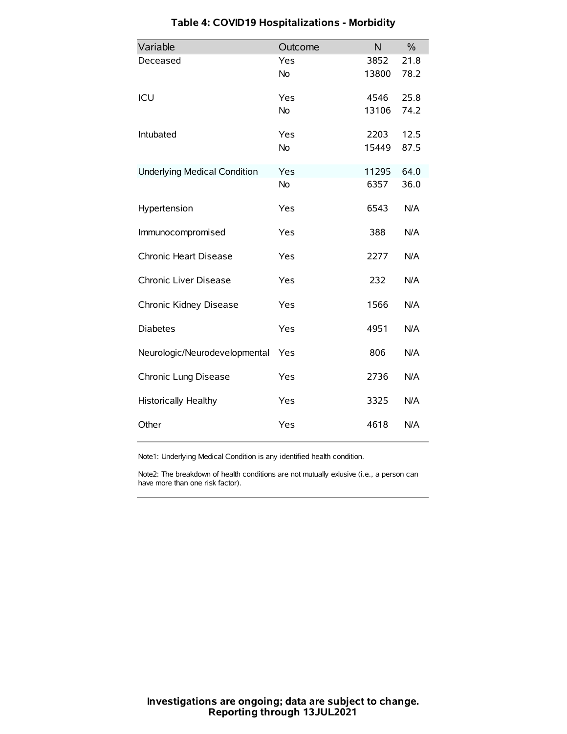## Table 4: COVID19 Hospitalizations - Morbidity

| Variable | Outcome | N | % |
|---|---|---|---|
| Deceased | Yes | 3852 | 21.8 |
| | No | 13800 | 78.2 |
| ICU | Yes | 4546 | 25.8 |
| | No | 13106 | 74.2 |
| Intubated | Yes | 2203 | 12.5 |
| | No | 15449 | 87.5 |
| Underlying Medical Condition | Yes | 11295 | 64.0 |
| | No | 6357 | 36.0 |
| Hypertension | Yes | 6543 | N/A |
| Immunocompromised | Yes | 388 | N/A |
| Chronic Heart Disease | Yes | 2277 | N/A |
| Chronic Liver Disease | Yes | 232 | N/A |
| Chronic Kidney Disease | Yes | 1566 | N/A |
| Diabetes | Yes | 4951 | N/A |
| Neurologic/Neurodevelopmental | Yes | 806 | N/A |
| Chronic Lung Disease | Yes | 2736 | N/A |
| Historically Healthy | Yes | 3325 | N/A |
| Other | Yes | 4618 | N/A |

Note1: Underlying Medical Condition is any identified health condition.

Note2: The breakdown of health conditions are not mutually exlusive (i.e., a person can have more than one risk factor).

**Investigations are ongoing; data are subject to change.**
**Reporting through 13JUL2021**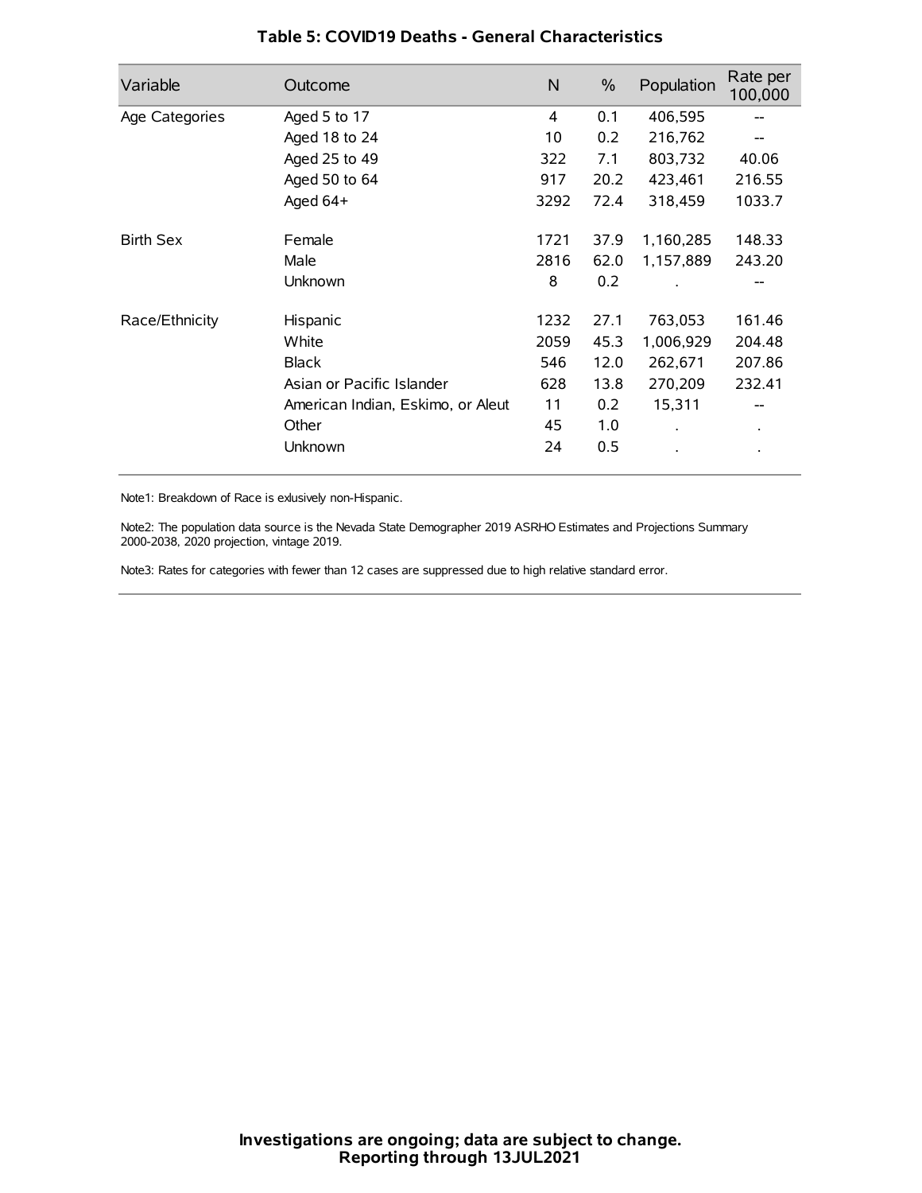## Table 5: COVID19 Deaths - General Characteristics

| Variable | Outcome | N | % | Population | Rate per 100,000 |
|---|---|---|---|---|---|
| Age Categories | Aged 5 to 17 | 4 | 0.1 | 406,595 | -- |
| | Aged 18 to 24 | 10 | 0.2 | 216,762 | -- |
| | Aged 25 to 49 | 322 | 7.1 | 803,732 | 40.06 |
| | Aged 50 to 64 | 917 | 20.2 | 423,461 | 216.55 |
| | Aged 64+ | 3292 | 72.4 | 318,459 | 1033.7 |
| Birth Sex | Female | 1721 | 37.9 | 1,160,285 | 148.33 |
| | Male | 2816 | 62.0 | 1,157,889 | 243.20 |
| | Unknown | 8 | 0.2 | . | -- |
| Race/Ethnicity | Hispanic | 1232 | 27.1 | 763,053 | 161.46 |
| | White | 2059 | 45.3 | 1,006,929 | 204.48 |
| | Black | 546 | 12.0 | 262,671 | 207.86 |
| | Asian or Pacific Islander | 628 | 13.8 | 270,209 | 232.41 |
| | American Indian, Eskimo, or Aleut | 11 | 0.2 | 15,311 | -- |
| | Other | 45 | 1.0 | . | . |
| | Unknown | 24 | 0.5 | . | . |

Note1: Breakdown of Race is exlusively non-Hispanic.

Note2: The population data source is the Nevada State Demographer 2019 ASRHO Estimates and Projections Summary 2000-2038, 2020 projection, vintage 2019.

Note3: Rates for categories with fewer than 12 cases are suppressed due to high relative standard error.

**Investigations are ongoing; data are subject to change.**
**Reporting through 13JUL2021**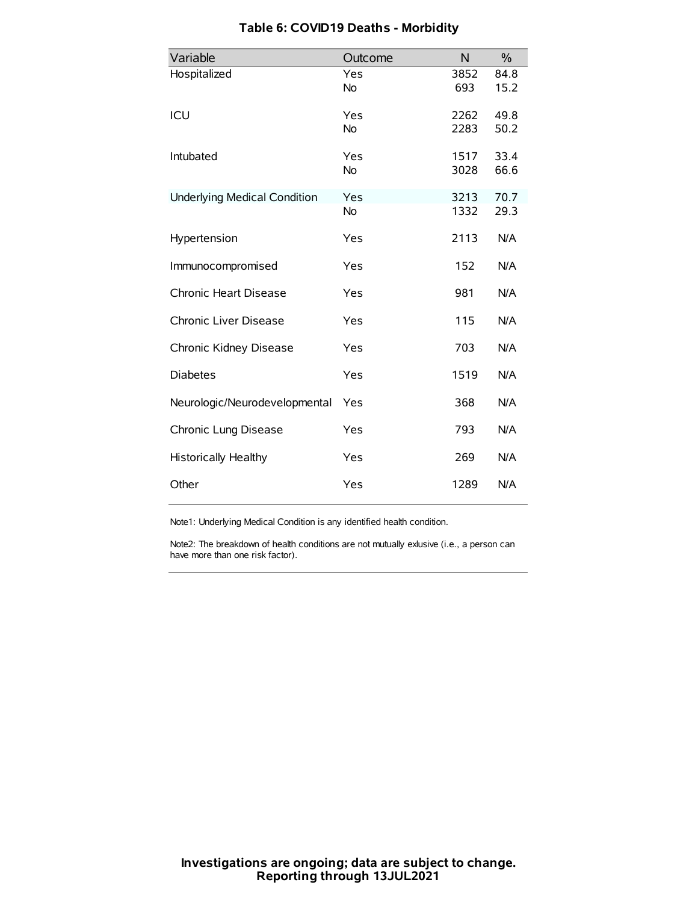### Table 6: COVID19 Deaths - Morbidity

| Variable | Outcome | N | % |
|---|---|---|---|
| Hospitalized | Yes | 3852 | 84.8 |
| | No | 693 | 15.2 |
| ICU | Yes | 2262 | 49.8 |
| | No | 2283 | 50.2 |
| Intubated | Yes | 1517 | 33.4 |
| | No | 3028 | 66.6 |
| Underlying Medical Condition | Yes | 3213 | 70.7 |
| | No | 1332 | 29.3 |
| Hypertension | Yes | 2113 | N/A |
| Immunocompromised | Yes | 152 | N/A |
| Chronic Heart Disease | Yes | 981 | N/A |
| Chronic Liver Disease | Yes | 115 | N/A |
| Chronic Kidney Disease | Yes | 703 | N/A |
| Diabetes | Yes | 1519 | N/A |
| Neurologic/Neurodevelopmental | Yes | 368 | N/A |
| Chronic Lung Disease | Yes | 793 | N/A |
| Historically Healthy | Yes | 269 | N/A |
| Other | Yes | 1289 | N/A |

Note1: Underlying Medical Condition is any identified health condition.

Note2: The breakdown of health conditions are not mutually exlusive (i.e., a person can have more than one risk factor).

**Investigations are ongoing; data are subject to change.**
**Reporting through 13JUL2021**